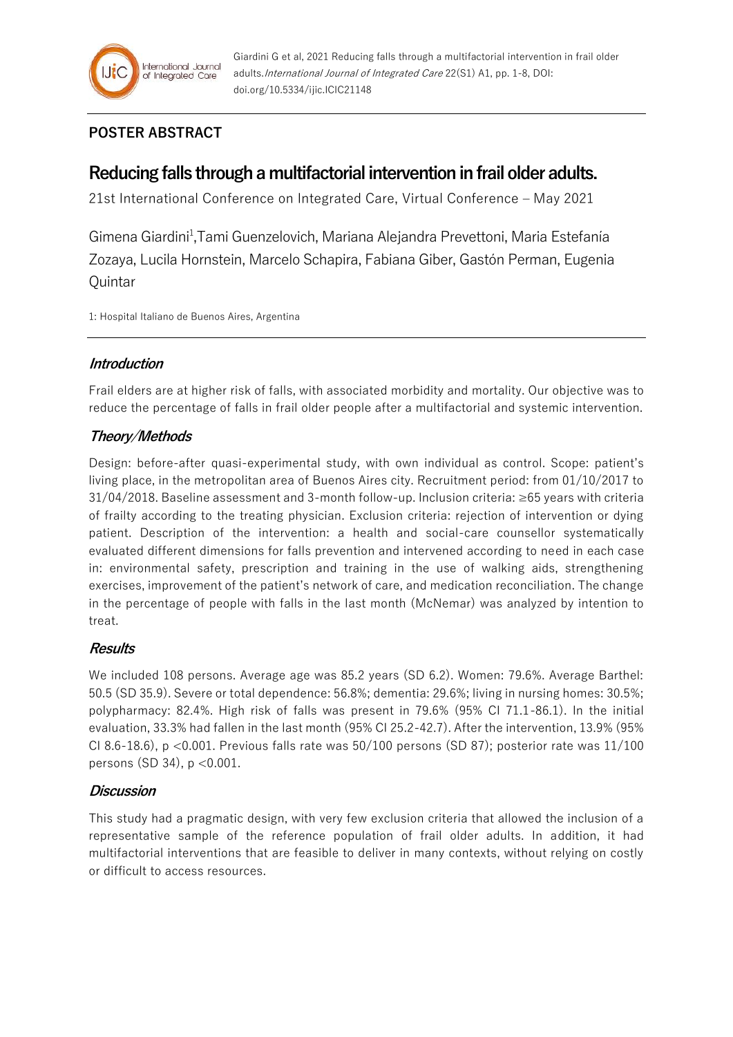Giardini G et al, 2021 Reducing falls through a multifactorial intervention in frail older adults. *International Journal of Integrated Care* 22(S1) A1, pp. 1-8, DOI: doi.org/10.5334/ijic.ICIC21148

**POSTER ABSTRACT**

# Reducing falls through a multifactorial intervention in frail older adults.

21st International Conference on Integrated Care, Virtual Conference – May 2021

Gimena Giardini[1], Tami Guenzelovich, Mariana Alejandra Prevettoni, Maria Estefanía Zozaya, Lucila Hornstein, Marcelo Schapira, Fabiana Giber, Gastón Perman, Eugenia Quintar

1: Hospital Italiano de Buenos Aires, Argentina

## *Introduction*

Frail elders are at higher risk of falls, with associated morbidity and mortality. Our objective was to reduce the percentage of falls in frail older people after a multifactorial and systemic intervention.

## *Theory/Methods*

Design: before-after quasi-experimental study, with own individual as control. Scope: patient's living place, in the metropolitan area of Buenos Aires city. Recruitment period: from 01/10/2017 to 31/04/2018. Baseline assessment and 3-month follow-up. Inclusion criteria: ≥65 years with criteria of frailty according to the treating physician. Exclusion criteria: rejection of intervention or dying patient. Description of the intervention: a health and social-care counsellor systematically evaluated different dimensions for falls prevention and intervened according to need in each case in: environmental safety, prescription and training in the use of walking aids, strengthening exercises, improvement of the patient's network of care, and medication reconciliation. The change in the percentage of people with falls in the last month (McNemar) was analyzed by intention to treat.

## *Results*

We included 108 persons. Average age was 85.2 years (SD 6.2). Women: 79.6%. Average Barthel: 50.5 (SD 35.9). Severe or total dependence: 56.8%; dementia: 29.6%; living in nursing homes: 30.5%; polypharmacy: 82.4%. High risk of falls was present in 79.6% (95% CI 71.1-86.1). In the initial evaluation, 33.3% had fallen in the last month (95% CI 25.2-42.7). After the intervention, 13.9% (95% CI 8.6-18.6), $p < 0.001$. Previous falls rate was 50/100 persons (SD 87); posterior rate was 11/100 persons (SD 34), $p < 0.001$.

## *Discussion*

This study had a pragmatic design, with very few exclusion criteria that allowed the inclusion of a representative sample of the reference population of frail older adults. In addition, it had multifactorial interventions that are feasible to deliver in many contexts, without relying on costly or difficult to access resources.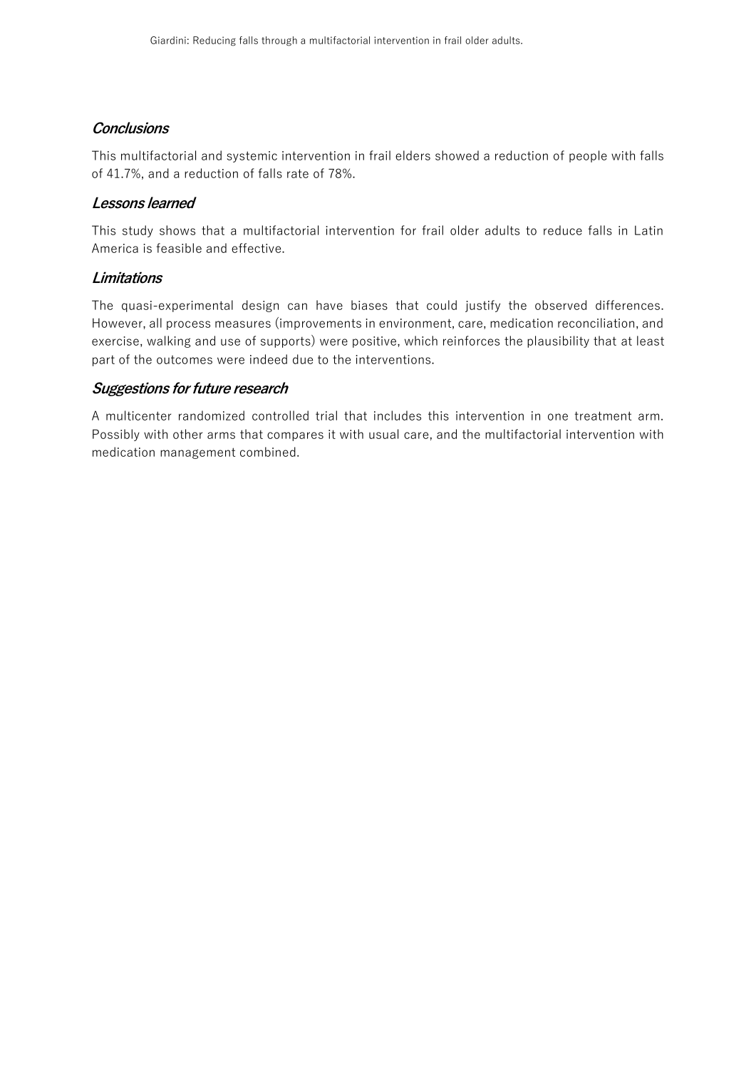### *Conclusions*

This multifactorial and systemic intervention in frail elders showed a reduction of people with falls of 41.7%, and a reduction of falls rate of 78%.

### *Lessons learned*

This study shows that a multifactorial intervention for frail older adults to reduce falls in Latin America is feasible and effective.

### *Limitations*

The quasi-experimental design can have biases that could justify the observed differences. However, all process measures (improvements in environment, care, medication reconciliation, and exercise, walking and use of supports) were positive, which reinforces the plausibility that at least part of the outcomes were indeed due to the interventions.

### *Suggestions for future research*

A multicenter randomized controlled trial that includes this intervention in one treatment arm. Possibly with other arms that compares it with usual care, and the multifactorial intervention with medication management combined.